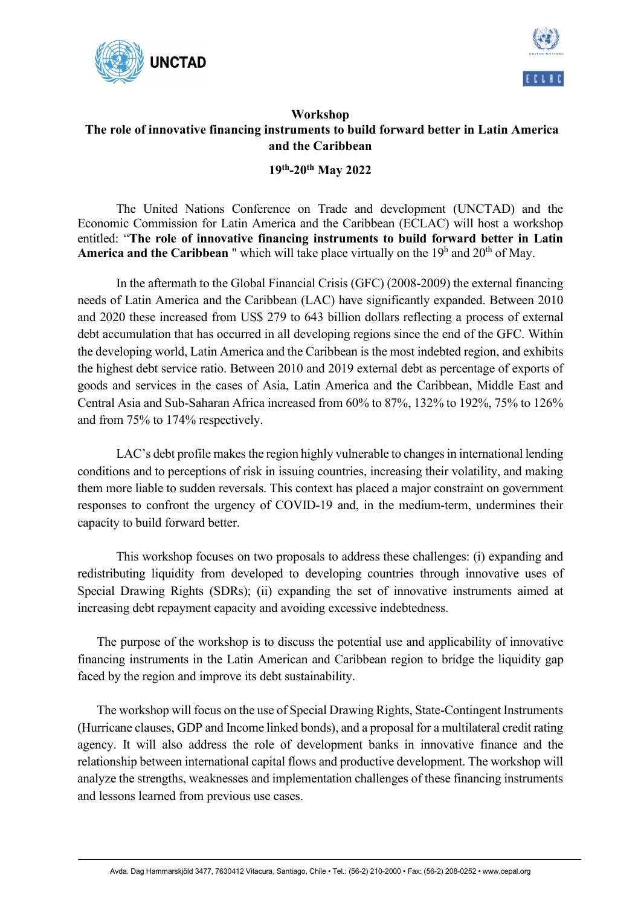# Workshop

## The role of innovative financing instruments to build forward better in Latin America and the Caribbean

**19th-20th May 2022**

The United Nations Conference on Trade and development (UNCTAD) and the Economic Commission for Latin America and the Caribbean (ECLAC) will host a workshop entitled: "**The role of innovative financing instruments to build forward better in Latin America and the Caribbean** " which will take place virtually on the 19h and 20th of May.

In the aftermath to the Global Financial Crisis (GFC) (2008-2009) the external financing needs of Latin America and the Caribbean (LAC) have significantly expanded. Between 2010 and 2020 these increased from US$ 279 to 643 billion dollars reflecting a process of external debt accumulation that has occurred in all developing regions since the end of the GFC. Within the developing world, Latin America and the Caribbean is the most indebted region, and exhibits the highest debt service ratio. Between 2010 and 2019 external debt as percentage of exports of goods and services in the cases of Asia, Latin America and the Caribbean, Middle East and Central Asia and Sub-Saharan Africa increased from 60% to 87%, 132% to 192%, 75% to 126% and from 75% to 174% respectively.

LAC's debt profile makes the region highly vulnerable to changes in international lending conditions and to perceptions of risk in issuing countries, increasing their volatility, and making them more liable to sudden reversals. This context has placed a major constraint on government responses to confront the urgency of COVID-19 and, in the medium-term, undermines their capacity to build forward better.

This workshop focuses on two proposals to address these challenges: (i) expanding and redistributing liquidity from developed to developing countries through innovative uses of Special Drawing Rights (SDRs); (ii) expanding the set of innovative instruments aimed at increasing debt repayment capacity and avoiding excessive indebtedness.

The purpose of the workshop is to discuss the potential use and applicability of innovative financing instruments in the Latin American and Caribbean region to bridge the liquidity gap faced by the region and improve its debt sustainability.

The workshop will focus on the use of Special Drawing Rights, State-Contingent Instruments (Hurricane clauses, GDP and Income linked bonds), and a proposal for a multilateral credit rating agency. It will also address the role of development banks in innovative finance and the relationship between international capital flows and productive development. The workshop will analyze the strengths, weaknesses and implementation challenges of these financing instruments and lessons learned from previous use cases.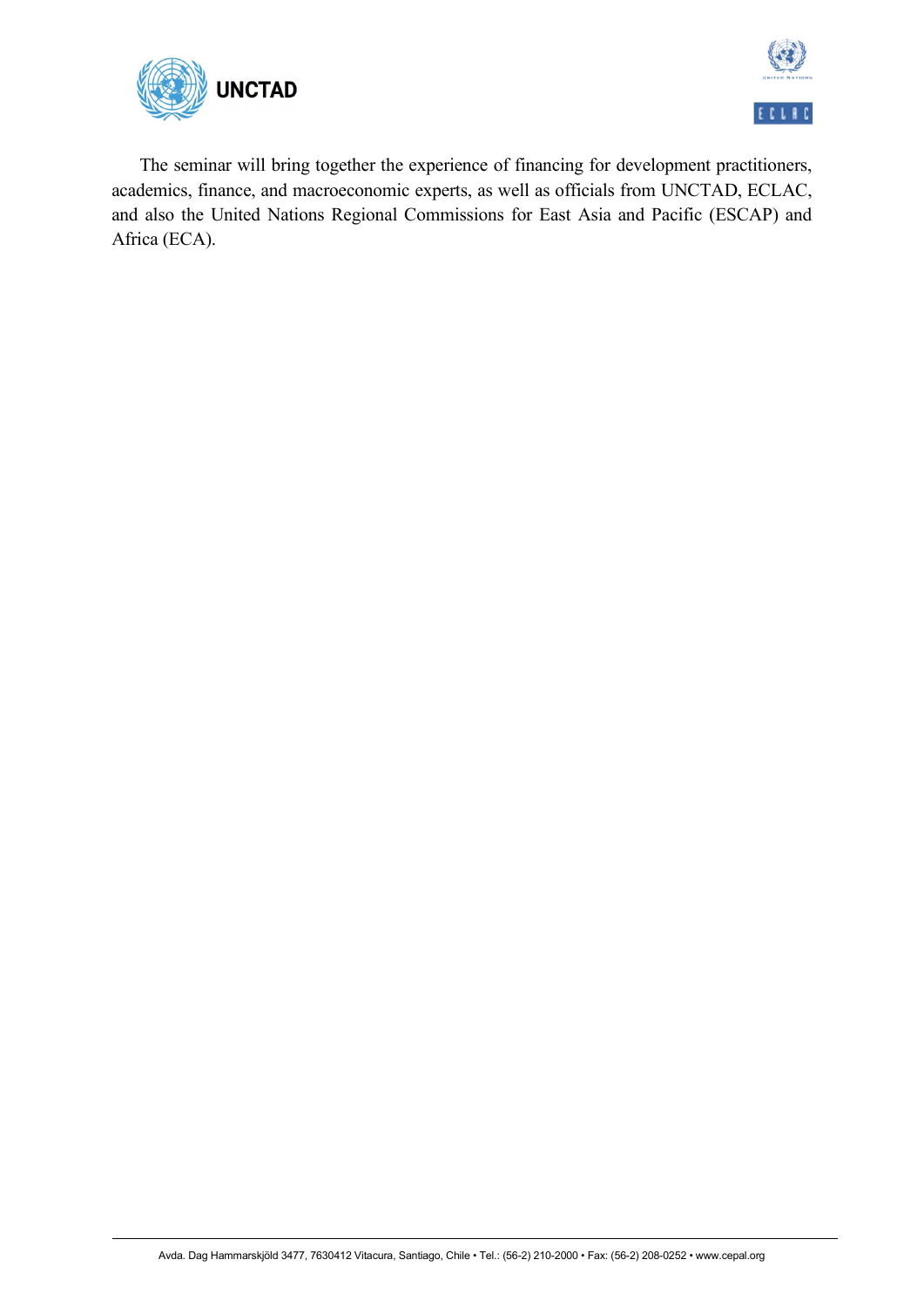The seminar will bring together the experience of financing for development practitioners, academics, finance, and macroeconomic experts, as well as officials from UNCTAD, ECLAC, and also the United Nations Regional Commissions for East Asia and Pacific (ESCAP) and Africa (ECA).